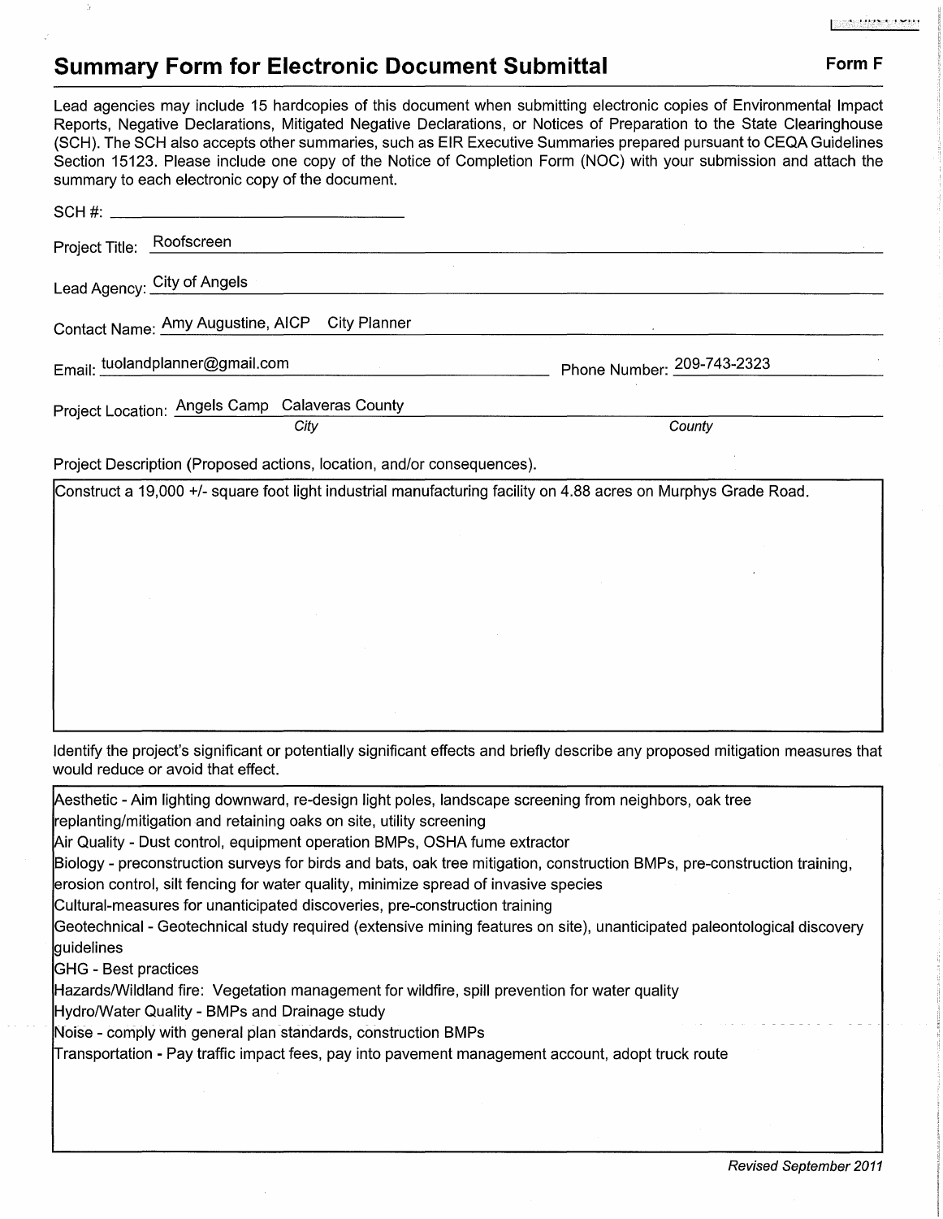## Summary Form for Electronic Document Submittal

**Form F**

Lead agencies may include 15 hardcopies of this document when submitting electronic copies of Environmental Impact Reports, Negative Declarations, Mitigated Negative Declarations, or Notices of Preparation to the State Clearinghouse (SCH). The SCH also accepts other summaries, such as EIR Executive Summaries prepared pursuant to CEQA Guidelines Section 15123. Please include one copy of the Notice of Completion Form (NOC) with your submission and attach the summary to each electronic copy of the document.

SCH #: ______________________

Project Title: Roofscreen

Lead Agency: City of Angels

Contact Name: Amy Augustine, AICP City Planner

Email: tuolandplanner@gmail.com Phone Number: 209-743-2323

Project Location: Angels Camp (*City*) Calaveras County (*County*)

Project Description (Proposed actions, location, and/or consequences).

Construct a 19,000 +/- square foot light industrial manufacturing facility on 4.88 acres on Murphys Grade Road.

Identify the project's significant or potentially significant effects and briefly describe any proposed mitigation measures that would reduce or avoid that effect.

Aesthetic - Aim lighting downward, re-design light poles, landscape screening from neighbors, oak tree replanting/mitigation and retaining oaks on site, utility screening
Air Quality - Dust control, equipment operation BMPs, OSHA fume extractor
Biology - preconstruction surveys for birds and bats, oak tree mitigation, construction BMPs, pre-construction training, erosion control, silt fencing for water quality, minimize spread of invasive species
Cultural-measures for unanticipated discoveries, pre-construction training
Geotechnical - Geotechnical study required (extensive mining features on site), unanticipated paleontological discovery guidelines
GHG - Best practices
Hazards/Wildland fire: Vegetation management for wildfire, spill prevention for water quality
Hydro/Water Quality - BMPs and Drainage study
Noise - comply with general plan standards, construction BMPs
Transportation - Pay traffic impact fees, pay into pavement management account, adopt truck route

*Revised September 2011*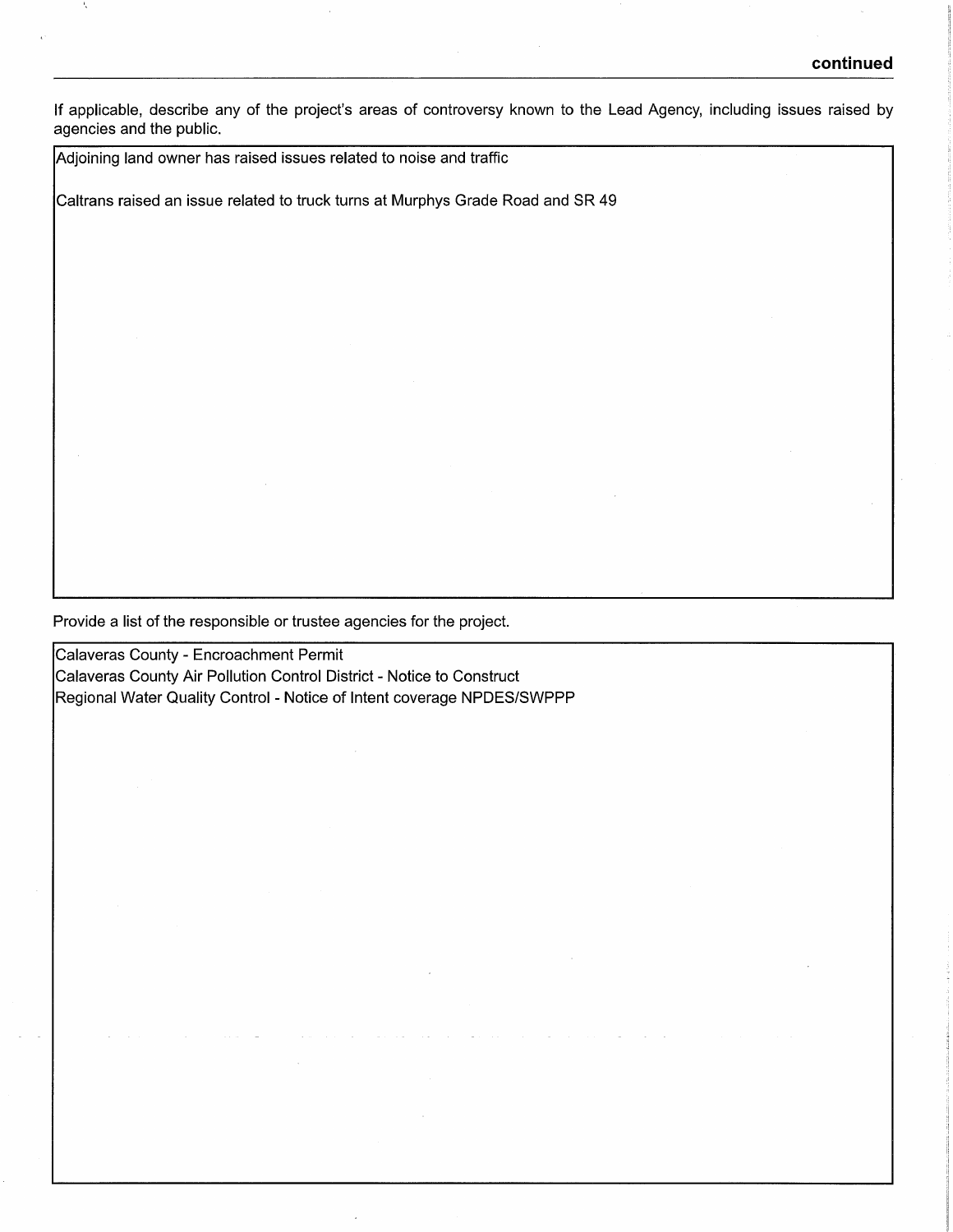**continued**

If applicable, describe any of the project's areas of controversy known to the Lead Agency, including issues raised by agencies and the public.

Adjoining land owner has raised issues related to noise and traffic

Caltrans raised an issue related to truck turns at Murphys Grade Road and SR 49

Provide a list of the responsible or trustee agencies for the project.

Calaveras County - Encroachment Permit
Calaveras County Air Pollution Control District - Notice to Construct
Regional Water Quality Control - Notice of Intent coverage NPDES/SWPPP